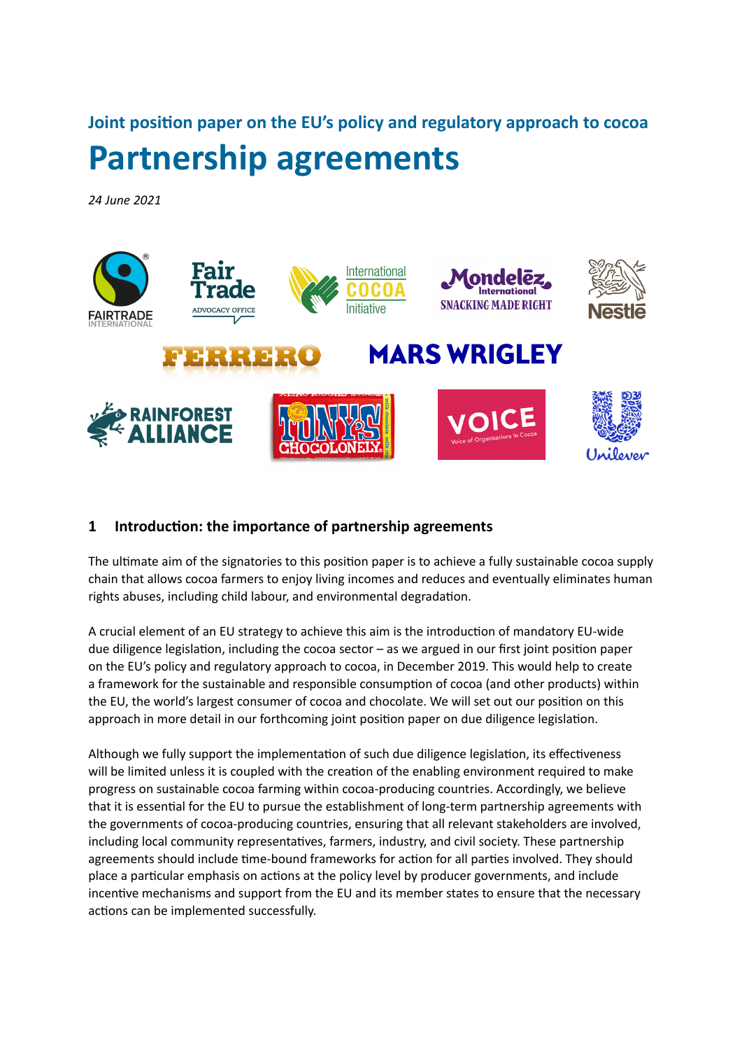## Joint position paper on the EU's policy and regulatory approach to cocoa

# Partnership agreements

*24 June 2021*

## 1 Introduction: the importance of partnership agreements

The ultimate aim of the signatories to this position paper is to achieve a fully sustainable cocoa supply chain that allows cocoa farmers to enjoy living incomes and reduces and eventually eliminates human rights abuses, including child labour, and environmental degradation.

A crucial element of an EU strategy to achieve this aim is the introduction of mandatory EU-wide due diligence legislation, including the cocoa sector – as we argued in our first joint position paper on the EU's policy and regulatory approach to cocoa, in December 2019. This would help to create a framework for the sustainable and responsible consumption of cocoa (and other products) within the EU, the world's largest consumer of cocoa and chocolate. We will set out our position on this approach in more detail in our forthcoming joint position paper on due diligence legislation.

Although we fully support the implementation of such due diligence legislation, its effectiveness will be limited unless it is coupled with the creation of the enabling environment required to make progress on sustainable cocoa farming within cocoa-producing countries. Accordingly, we believe that it is essential for the EU to pursue the establishment of long-term partnership agreements with the governments of cocoa-producing countries, ensuring that all relevant stakeholders are involved, including local community representatives, farmers, industry, and civil society. These partnership agreements should include time-bound frameworks for action for all parties involved. They should place a particular emphasis on actions at the policy level by producer governments, and include incentive mechanisms and support from the EU and its member states to ensure that the necessary actions can be implemented successfully.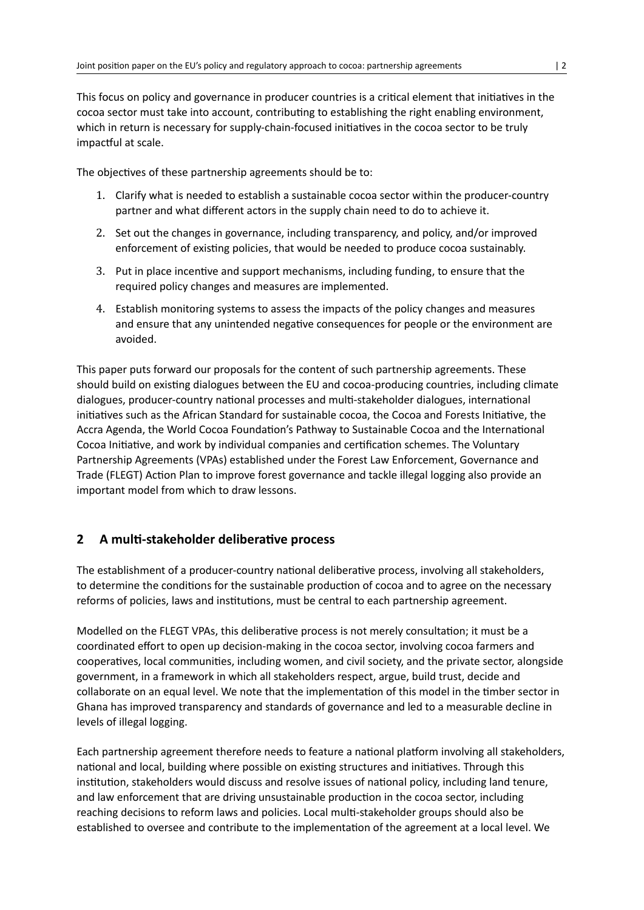This focus on policy and governance in producer countries is a critical element that initiatives in the cocoa sector must take into account, contributing to establishing the right enabling environment, which in return is necessary for supply-chain-focused initiatives in the cocoa sector to be truly impactful at scale.

The objectives of these partnership agreements should be to:

1. Clarify what is needed to establish a sustainable cocoa sector within the producer-country partner and what different actors in the supply chain need to do to achieve it.
2. Set out the changes in governance, including transparency, and policy, and/or improved enforcement of existing policies, that would be needed to produce cocoa sustainably.
3. Put in place incentive and support mechanisms, including funding, to ensure that the required policy changes and measures are implemented.
4. Establish monitoring systems to assess the impacts of the policy changes and measures and ensure that any unintended negative consequences for people or the environment are avoided.

This paper puts forward our proposals for the content of such partnership agreements. These should build on existing dialogues between the EU and cocoa-producing countries, including climate dialogues, producer-country national processes and multi-stakeholder dialogues, international initiatives such as the African Standard for sustainable cocoa, the Cocoa and Forests Initiative, the Accra Agenda, the World Cocoa Foundation's Pathway to Sustainable Cocoa and the International Cocoa Initiative, and work by individual companies and certification schemes. The Voluntary Partnership Agreements (VPAs) established under the Forest Law Enforcement, Governance and Trade (FLEGT) Action Plan to improve forest governance and tackle illegal logging also provide an important model from which to draw lessons.

## 2 A multi-stakeholder deliberative process

The establishment of a producer-country national deliberative process, involving all stakeholders, to determine the conditions for the sustainable production of cocoa and to agree on the necessary reforms of policies, laws and institutions, must be central to each partnership agreement.

Modelled on the FLEGT VPAs, this deliberative process is not merely consultation; it must be a coordinated effort to open up decision-making in the cocoa sector, involving cocoa farmers and cooperatives, local communities, including women, and civil society, and the private sector, alongside government, in a framework in which all stakeholders respect, argue, build trust, decide and collaborate on an equal level. We note that the implementation of this model in the timber sector in Ghana has improved transparency and standards of governance and led to a measurable decline in levels of illegal logging.

Each partnership agreement therefore needs to feature a national platform involving all stakeholders, national and local, building where possible on existing structures and initiatives. Through this institution, stakeholders would discuss and resolve issues of national policy, including land tenure, and law enforcement that are driving unsustainable production in the cocoa sector, including reaching decisions to reform laws and policies. Local multi-stakeholder groups should also be established to oversee and contribute to the implementation of the agreement at a local level. We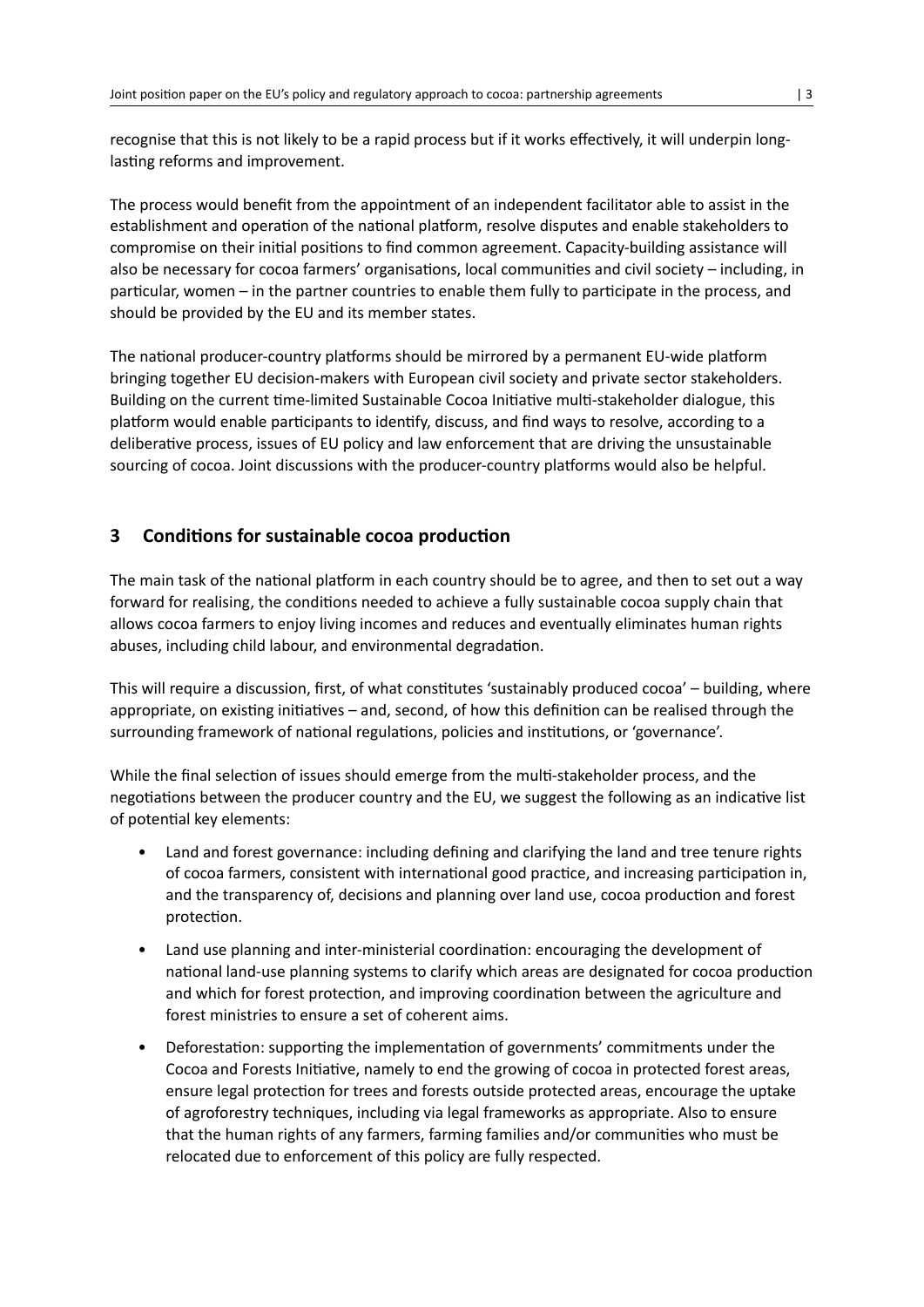recognise that this is not likely to be a rapid process but if it works effectively, it will underpin long-lasting reforms and improvement.

The process would benefit from the appointment of an independent facilitator able to assist in the establishment and operation of the national platform, resolve disputes and enable stakeholders to compromise on their initial positions to find common agreement. Capacity-building assistance will also be necessary for cocoa farmers' organisations, local communities and civil society – including, in particular, women – in the partner countries to enable them fully to participate in the process, and should be provided by the EU and its member states.

The national producer-country platforms should be mirrored by a permanent EU-wide platform bringing together EU decision-makers with European civil society and private sector stakeholders. Building on the current time-limited Sustainable Cocoa Initiative multi-stakeholder dialogue, this platform would enable participants to identify, discuss, and find ways to resolve, according to a deliberative process, issues of EU policy and law enforcement that are driving the unsustainable sourcing of cocoa. Joint discussions with the producer-country platforms would also be helpful.

## 3 Conditions for sustainable cocoa production

The main task of the national platform in each country should be to agree, and then to set out a way forward for realising, the conditions needed to achieve a fully sustainable cocoa supply chain that allows cocoa farmers to enjoy living incomes and reduces and eventually eliminates human rights abuses, including child labour, and environmental degradation.

This will require a discussion, first, of what constitutes 'sustainably produced cocoa' – building, where appropriate, on existing initiatives – and, second, of how this definition can be realised through the surrounding framework of national regulations, policies and institutions, or 'governance'.

While the final selection of issues should emerge from the multi-stakeholder process, and the negotiations between the producer country and the EU, we suggest the following as an indicative list of potential key elements:

- Land and forest governance: including defining and clarifying the land and tree tenure rights of cocoa farmers, consistent with international good practice, and increasing participation in, and the transparency of, decisions and planning over land use, cocoa production and forest protection.
- Land use planning and inter-ministerial coordination: encouraging the development of national land-use planning systems to clarify which areas are designated for cocoa production and which for forest protection, and improving coordination between the agriculture and forest ministries to ensure a set of coherent aims.
- Deforestation: supporting the implementation of governments' commitments under the Cocoa and Forests Initiative, namely to end the growing of cocoa in protected forest areas, ensure legal protection for trees and forests outside protected areas, encourage the uptake of agroforestry techniques, including via legal frameworks as appropriate. Also to ensure that the human rights of any farmers, farming families and/or communities who must be relocated due to enforcement of this policy are fully respected.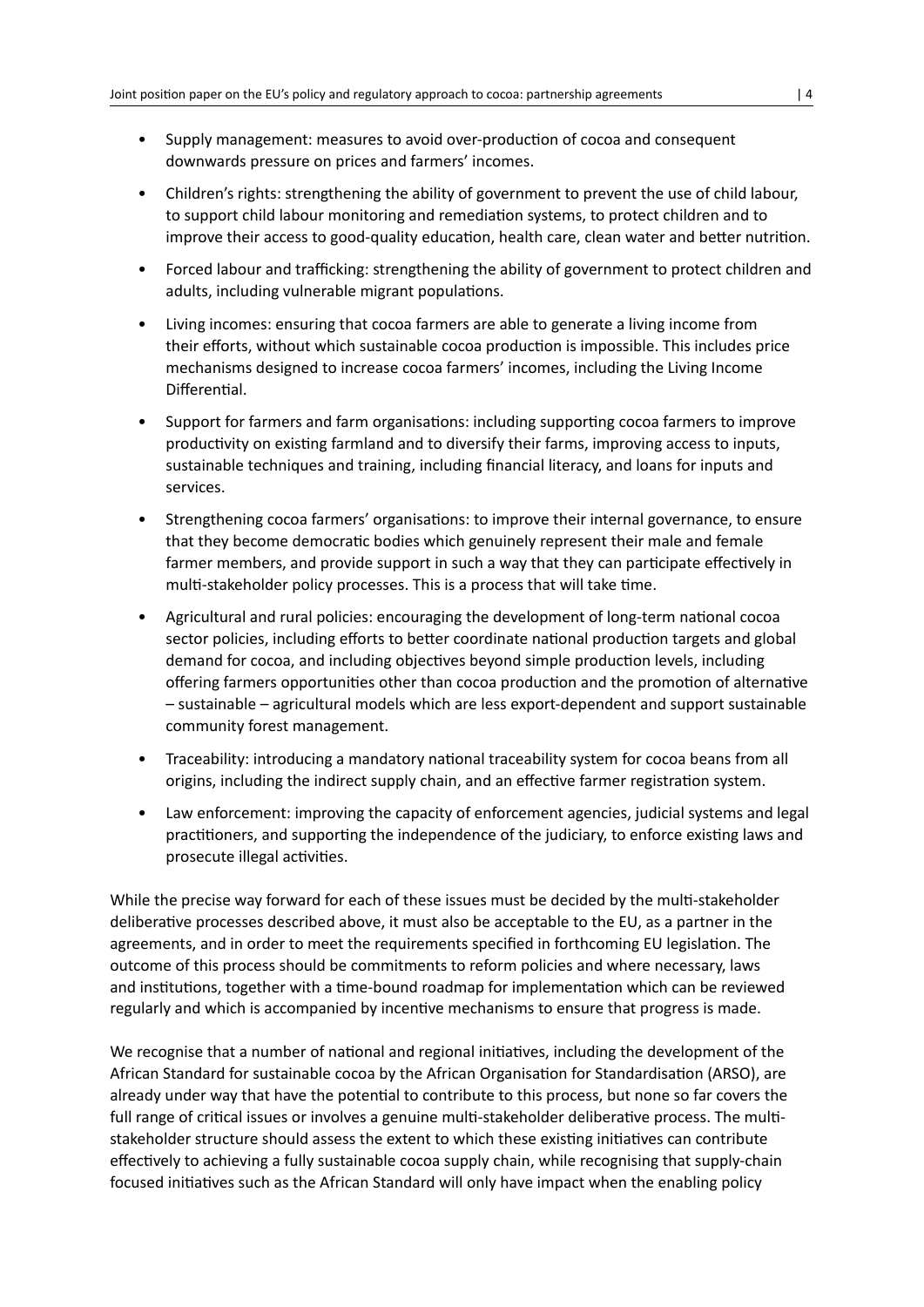- Supply management: measures to avoid over-production of cocoa and consequent downwards pressure on prices and farmers' incomes.
- Children's rights: strengthening the ability of government to prevent the use of child labour, to support child labour monitoring and remediation systems, to protect children and to improve their access to good-quality education, health care, clean water and better nutrition.
- Forced labour and trafficking: strengthening the ability of government to protect children and adults, including vulnerable migrant populations.
- Living incomes: ensuring that cocoa farmers are able to generate a living income from their efforts, without which sustainable cocoa production is impossible. This includes price mechanisms designed to increase cocoa farmers' incomes, including the Living Income Differential.
- Support for farmers and farm organisations: including supporting cocoa farmers to improve productivity on existing farmland and to diversify their farms, improving access to inputs, sustainable techniques and training, including financial literacy, and loans for inputs and services.
- Strengthening cocoa farmers' organisations: to improve their internal governance, to ensure that they become democratic bodies which genuinely represent their male and female farmer members, and provide support in such a way that they can participate effectively in multi-stakeholder policy processes. This is a process that will take time.
- Agricultural and rural policies: encouraging the development of long-term national cocoa sector policies, including efforts to better coordinate national production targets and global demand for cocoa, and including objectives beyond simple production levels, including offering farmers opportunities other than cocoa production and the promotion of alternative – sustainable – agricultural models which are less export-dependent and support sustainable community forest management.
- Traceability: introducing a mandatory national traceability system for cocoa beans from all origins, including the indirect supply chain, and an effective farmer registration system.
- Law enforcement: improving the capacity of enforcement agencies, judicial systems and legal practitioners, and supporting the independence of the judiciary, to enforce existing laws and prosecute illegal activities.

While the precise way forward for each of these issues must be decided by the multi-stakeholder deliberative processes described above, it must also be acceptable to the EU, as a partner in the agreements, and in order to meet the requirements specified in forthcoming EU legislation. The outcome of this process should be commitments to reform policies and where necessary, laws and institutions, together with a time-bound roadmap for implementation which can be reviewed regularly and which is accompanied by incentive mechanisms to ensure that progress is made.

We recognise that a number of national and regional initiatives, including the development of the African Standard for sustainable cocoa by the African Organisation for Standardisation (ARSO), are already under way that have the potential to contribute to this process, but none so far covers the full range of critical issues or involves a genuine multi-stakeholder deliberative process. The multi-stakeholder structure should assess the extent to which these existing initiatives can contribute effectively to achieving a fully sustainable cocoa supply chain, while recognising that supply-chain focused initiatives such as the African Standard will only have impact when the enabling policy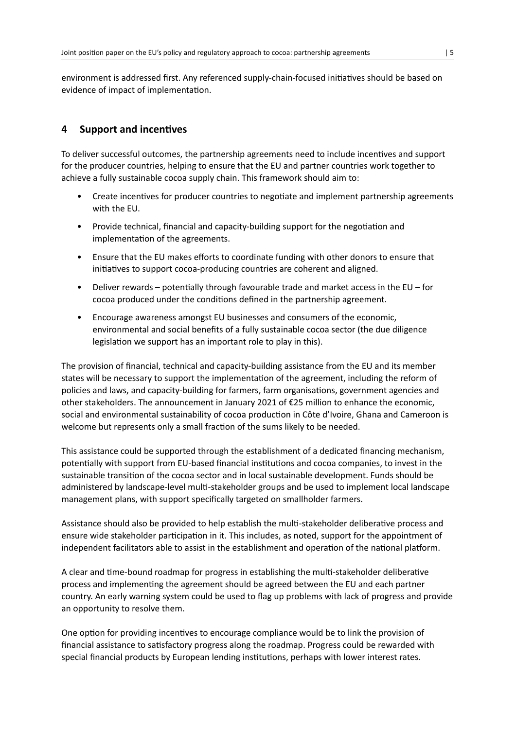environment is addressed first. Any referenced supply-chain-focused initiatives should be based on evidence of impact of implementation.

## 4 Support and incentives

To deliver successful outcomes, the partnership agreements need to include incentives and support for the producer countries, helping to ensure that the EU and partner countries work together to achieve a fully sustainable cocoa supply chain. This framework should aim to:

- Create incentives for producer countries to negotiate and implement partnership agreements with the EU.
- Provide technical, financial and capacity-building support for the negotiation and implementation of the agreements.
- Ensure that the EU makes efforts to coordinate funding with other donors to ensure that initiatives to support cocoa-producing countries are coherent and aligned.
- Deliver rewards – potentially through favourable trade and market access in the EU – for cocoa produced under the conditions defined in the partnership agreement.
- Encourage awareness amongst EU businesses and consumers of the economic, environmental and social benefits of a fully sustainable cocoa sector (the due diligence legislation we support has an important role to play in this).

The provision of financial, technical and capacity-building assistance from the EU and its member states will be necessary to support the implementation of the agreement, including the reform of policies and laws, and capacity-building for farmers, farm organisations, government agencies and other stakeholders. The announcement in January 2021 of €25 million to enhance the economic, social and environmental sustainability of cocoa production in Côte d'Ivoire, Ghana and Cameroon is welcome but represents only a small fraction of the sums likely to be needed.

This assistance could be supported through the establishment of a dedicated financing mechanism, potentially with support from EU-based financial institutions and cocoa companies, to invest in the sustainable transition of the cocoa sector and in local sustainable development. Funds should be administered by landscape-level multi-stakeholder groups and be used to implement local landscape management plans, with support specifically targeted on smallholder farmers.

Assistance should also be provided to help establish the multi-stakeholder deliberative process and ensure wide stakeholder participation in it. This includes, as noted, support for the appointment of independent facilitators able to assist in the establishment and operation of the national platform.

A clear and time-bound roadmap for progress in establishing the multi-stakeholder deliberative process and implementing the agreement should be agreed between the EU and each partner country. An early warning system could be used to flag up problems with lack of progress and provide an opportunity to resolve them.

One option for providing incentives to encourage compliance would be to link the provision of financial assistance to satisfactory progress along the roadmap. Progress could be rewarded with special financial products by European lending institutions, perhaps with lower interest rates.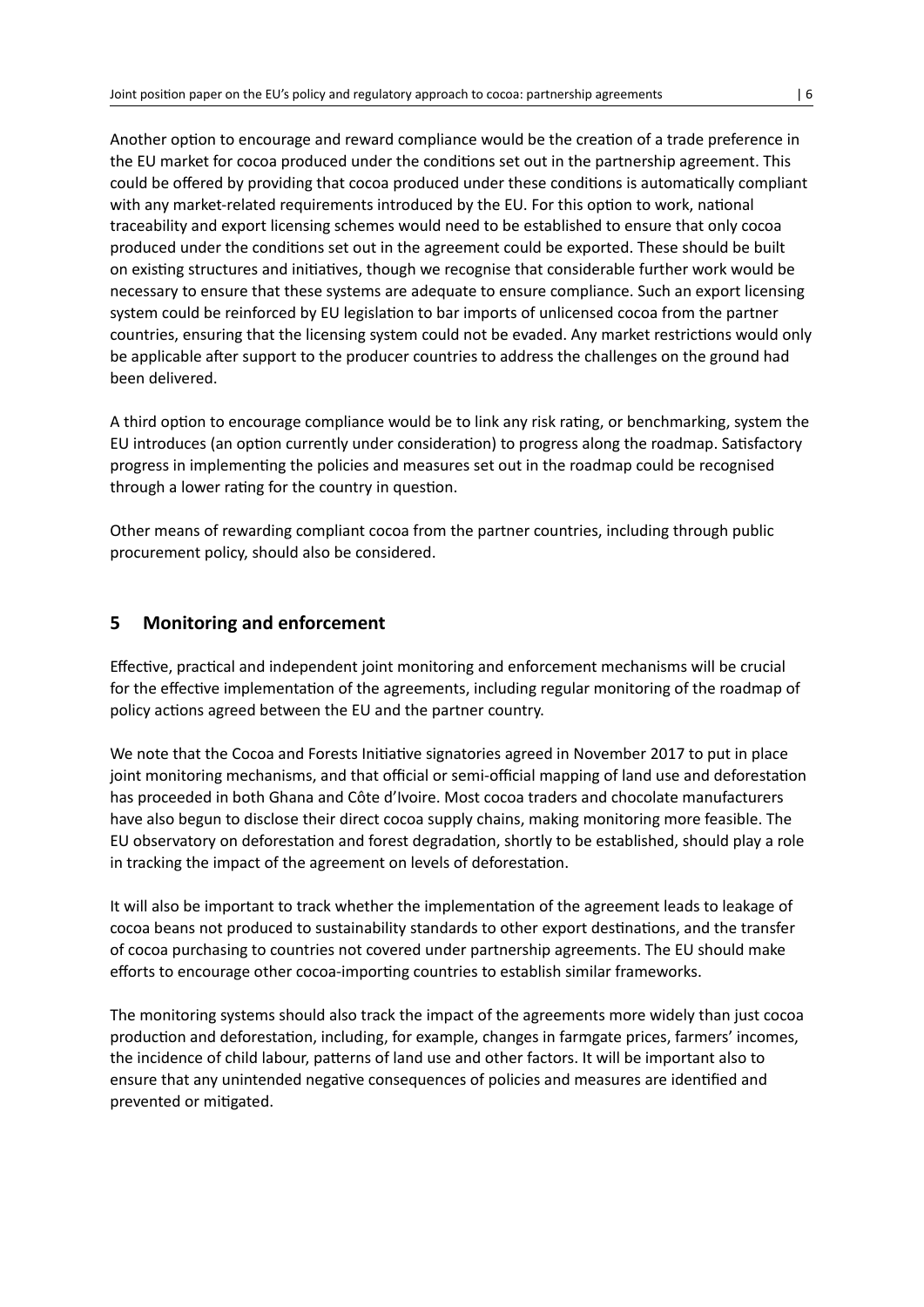Another option to encourage and reward compliance would be the creation of a trade preference in the EU market for cocoa produced under the conditions set out in the partnership agreement. This could be offered by providing that cocoa produced under these conditions is automatically compliant with any market-related requirements introduced by the EU. For this option to work, national traceability and export licensing schemes would need to be established to ensure that only cocoa produced under the conditions set out in the agreement could be exported. These should be built on existing structures and initiatives, though we recognise that considerable further work would be necessary to ensure that these systems are adequate to ensure compliance. Such an export licensing system could be reinforced by EU legislation to bar imports of unlicensed cocoa from the partner countries, ensuring that the licensing system could not be evaded. Any market restrictions would only be applicable after support to the producer countries to address the challenges on the ground had been delivered.

A third option to encourage compliance would be to link any risk rating, or benchmarking, system the EU introduces (an option currently under consideration) to progress along the roadmap. Satisfactory progress in implementing the policies and measures set out in the roadmap could be recognised through a lower rating for the country in question.

Other means of rewarding compliant cocoa from the partner countries, including through public procurement policy, should also be considered.

## 5 Monitoring and enforcement

Effective, practical and independent joint monitoring and enforcement mechanisms will be crucial for the effective implementation of the agreements, including regular monitoring of the roadmap of policy actions agreed between the EU and the partner country.

We note that the Cocoa and Forests Initiative signatories agreed in November 2017 to put in place joint monitoring mechanisms, and that official or semi-official mapping of land use and deforestation has proceeded in both Ghana and Côte d'Ivoire. Most cocoa traders and chocolate manufacturers have also begun to disclose their direct cocoa supply chains, making monitoring more feasible. The EU observatory on deforestation and forest degradation, shortly to be established, should play a role in tracking the impact of the agreement on levels of deforestation.

It will also be important to track whether the implementation of the agreement leads to leakage of cocoa beans not produced to sustainability standards to other export destinations, and the transfer of cocoa purchasing to countries not covered under partnership agreements. The EU should make efforts to encourage other cocoa-importing countries to establish similar frameworks.

The monitoring systems should also track the impact of the agreements more widely than just cocoa production and deforestation, including, for example, changes in farmgate prices, farmers' incomes, the incidence of child labour, patterns of land use and other factors. It will be important also to ensure that any unintended negative consequences of policies and measures are identified and prevented or mitigated.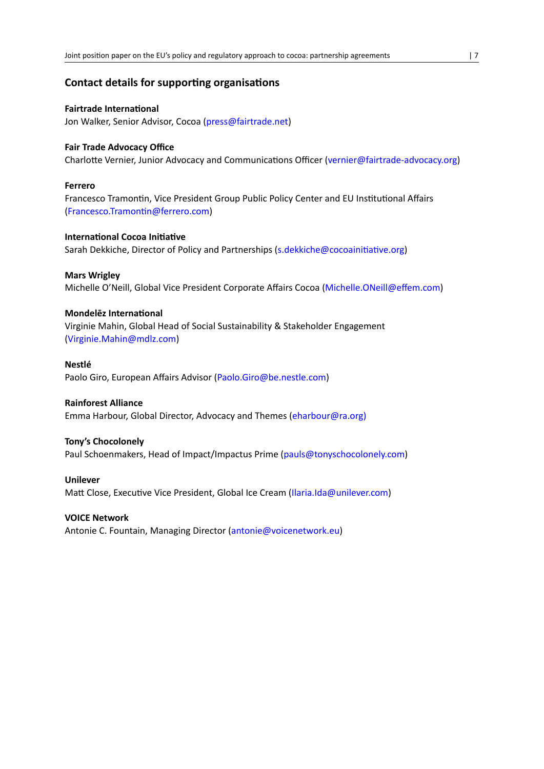## Contact details for supporting organisations

**Fairtrade International**
Jon Walker, Senior Advisor, Cocoa (press@fairtrade.net)

**Fair Trade Advocacy Office**
Charlotte Vernier, Junior Advocacy and Communications Officer (vernier@fairtrade-advocacy.org)

**Ferrero**
Francesco Tramontin, Vice President Group Public Policy Center and EU Institutional Affairs (Francesco.Tramontin@ferrero.com)

**International Cocoa Initiative**
Sarah Dekkiche, Director of Policy and Partnerships (s.dekkiche@cocoainitiative.org)

**Mars Wrigley**
Michelle O'Neill, Global Vice President Corporate Affairs Cocoa (Michelle.ONeill@effem.com)

**Mondelēz International**
Virginie Mahin, Global Head of Social Sustainability & Stakeholder Engagement (Virginie.Mahin@mdlz.com)

**Nestlé**
Paolo Giro, European Affairs Advisor (Paolo.Giro@be.nestle.com)

**Rainforest Alliance**
Emma Harbour, Global Director, Advocacy and Themes (eharbour@ra.org)

**Tony's Chocolonely**
Paul Schoenmakers, Head of Impact/Impactus Prime (pauls@tonyschocolonely.com)

**Unilever**
Matt Close, Executive Vice President, Global Ice Cream (Ilaria.Ida@unilever.com)

**VOICE Network**
Antonie C. Fountain, Managing Director (antonie@voicenetwork.eu)